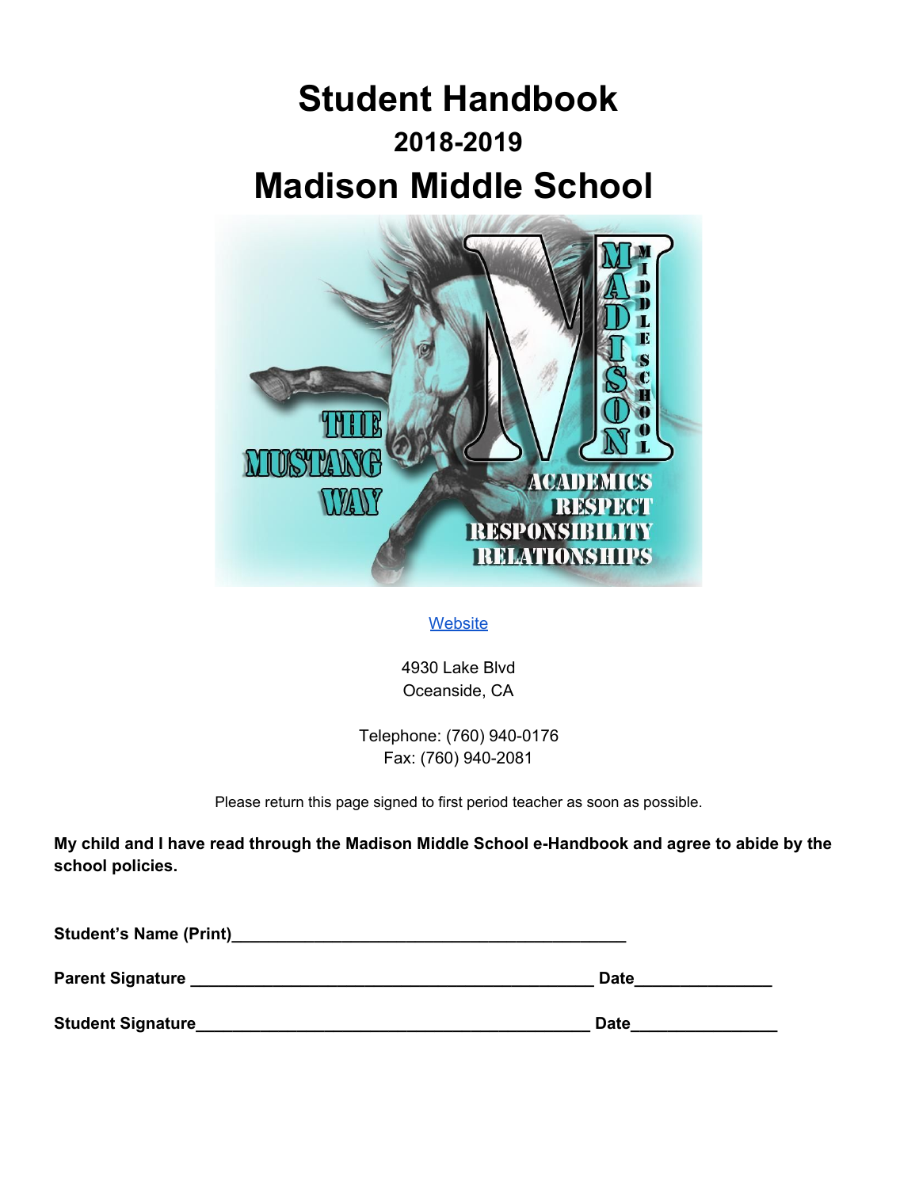# Student Handbook

## 2018-2019

# Madison Middle School

Website

4930 Lake Blvd
Oceanside, CA

Telephone: (760) 940-0176
Fax: (760) 940-2081

Please return this page signed to first period teacher as soon as possible.

**My child and I have read through the Madison Middle School e-Handbook and agree to abide by the school policies.**

**Student's Name (Print)_____________________________________________**

**Parent Signature _____________________________________________ Date_______________**

**Student Signature____________________________________________ Date________________**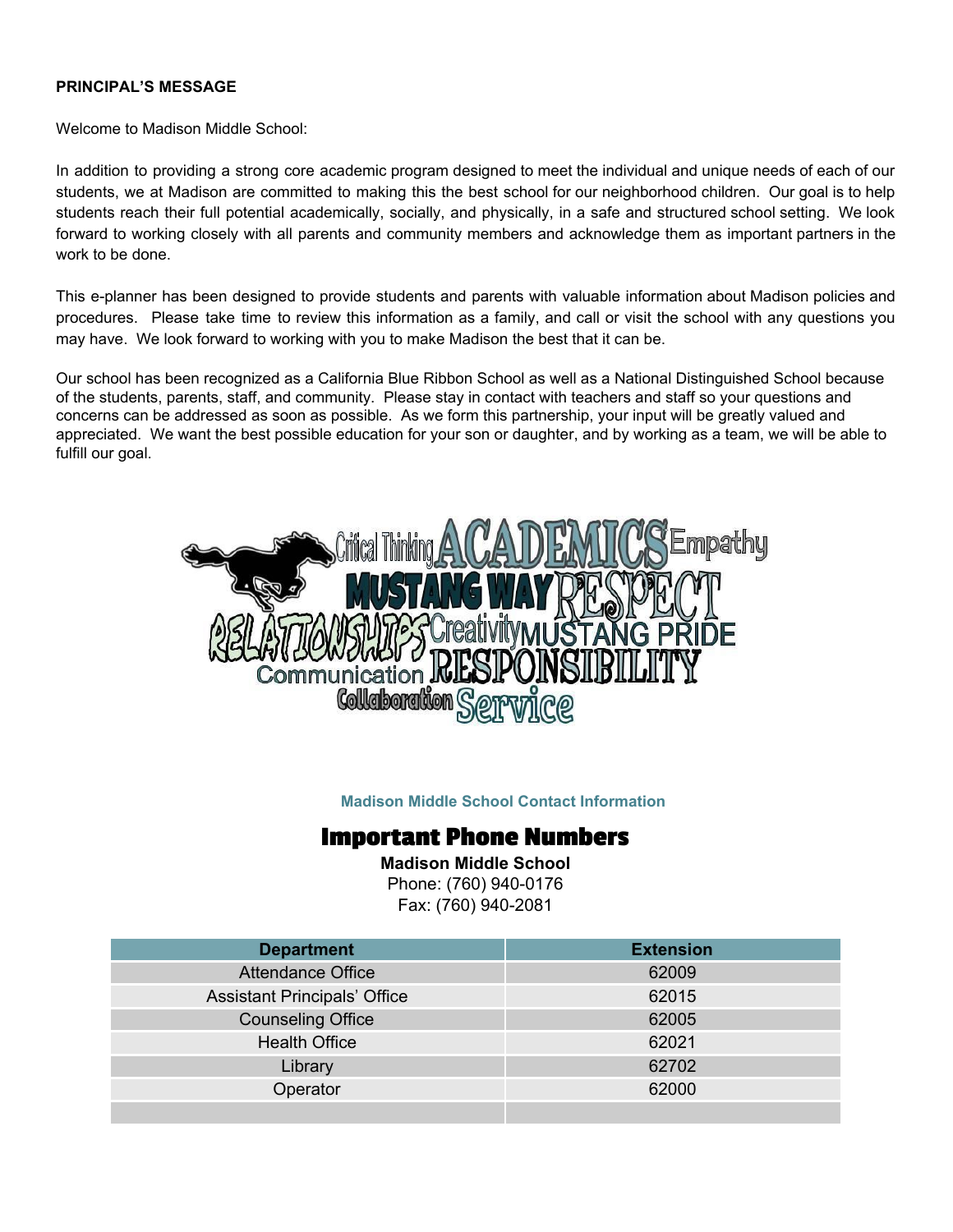**PRINCIPAL'S MESSAGE**

Welcome to Madison Middle School:

In addition to providing a strong core academic program designed to meet the individual and unique needs of each of our students, we at Madison are committed to making this the best school for our neighborhood children. Our goal is to help students reach their full potential academically, socially, and physically, in a safe and structured school setting. We look forward to working closely with all parents and community members and acknowledge them as important partners in the work to be done.

This e-planner has been designed to provide students and parents with valuable information about Madison policies and procedures. Please take time to review this information as a family, and call or visit the school with any questions you may have. We look forward to working with you to make Madison the best that it can be.

Our school has been recognized as a California Blue Ribbon School as well as a National Distinguished School because of the students, parents, staff, and community. Please stay in contact with teachers and staff so your questions and concerns can be addressed as soon as possible. As we form this partnership, your input will be greatly valued and appreciated. We want the best possible education for your son or daughter, and by working as a team, we will be able to fulfill our goal.

Critical Thinking ACADEMICS Empathy
MUSTANG WAY RESPECT
RELATIONSHIPS Creativity MUSTANG PRIDE
Communication RESPONSIBILITY
Collaboration Service

**Madison Middle School Contact Information**

## Important Phone Numbers

**Madison Middle School**
Phone: (760) 940-0176
Fax: (760) 940-2081

| Department | Extension |
|---|---|
| Attendance Office | 62009 |
| Assistant Principals' Office | 62015 |
| Counseling Office | 62005 |
| Health Office | 62021 |
| Library | 62702 |
| Operator | 62000 |
| | |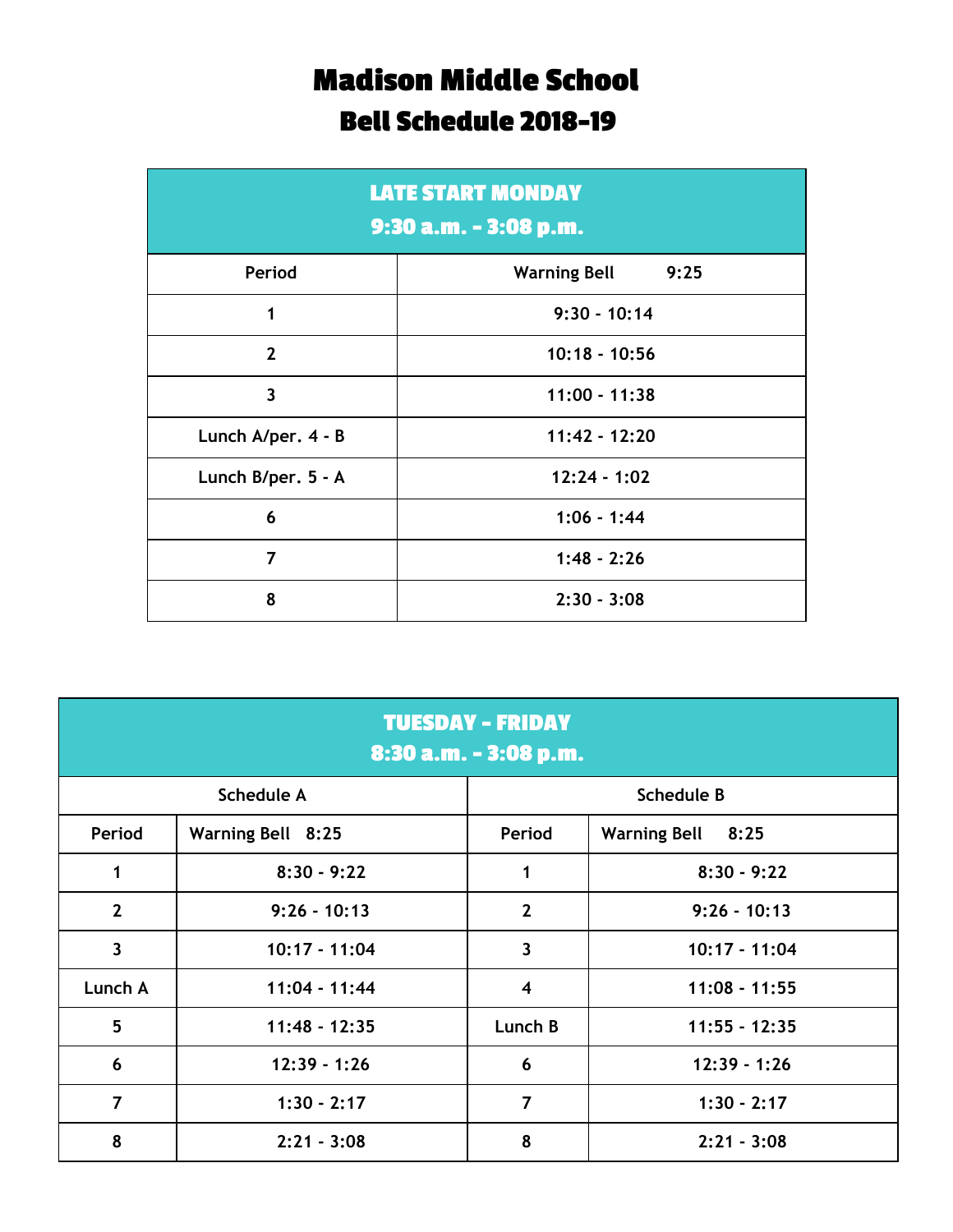# Madison Middle School
## Bell Schedule 2018-19

| LATE START MONDAY<br>9:30 a.m. - 3:08 p.m. | |
|---|---|
| Period | Warning Bell 9:25 |
| 1 | 9:30 - 10:14 |
| 2 | 10:18 - 10:56 |
| 3 | 11:00 - 11:38 |
| Lunch A/per. 4 - B | 11:42 - 12:20 |
| Lunch B/per. 5 - A | 12:24 - 1:02 |
| 6 | 1:06 - 1:44 |
| 7 | 1:48 - 2:26 |
| 8 | 2:30 - 3:08 |

| TUESDAY - FRIDAY<br>8:30 a.m. - 3:08 p.m. | | | |
|---|---|---|---|
| Schedule A | | Schedule B | |
| Period | Warning Bell 8:25 | Period | Warning Bell 8:25 |
| 1 | 8:30 - 9:22 | 1 | 8:30 - 9:22 |
| 2 | 9:26 - 10:13 | 2 | 9:26 - 10:13 |
| 3 | 10:17 - 11:04 | 3 | 10:17 - 11:04 |
| Lunch A | 11:04 - 11:44 | 4 | 11:08 - 11:55 |
| 5 | 11:48 - 12:35 | Lunch B | 11:55 - 12:35 |
| 6 | 12:39 - 1:26 | 6 | 12:39 - 1:26 |
| 7 | 1:30 - 2:17 | 7 | 1:30 - 2:17 |
| 8 | 2:21 - 3:08 | 8 | 2:21 - 3:08 |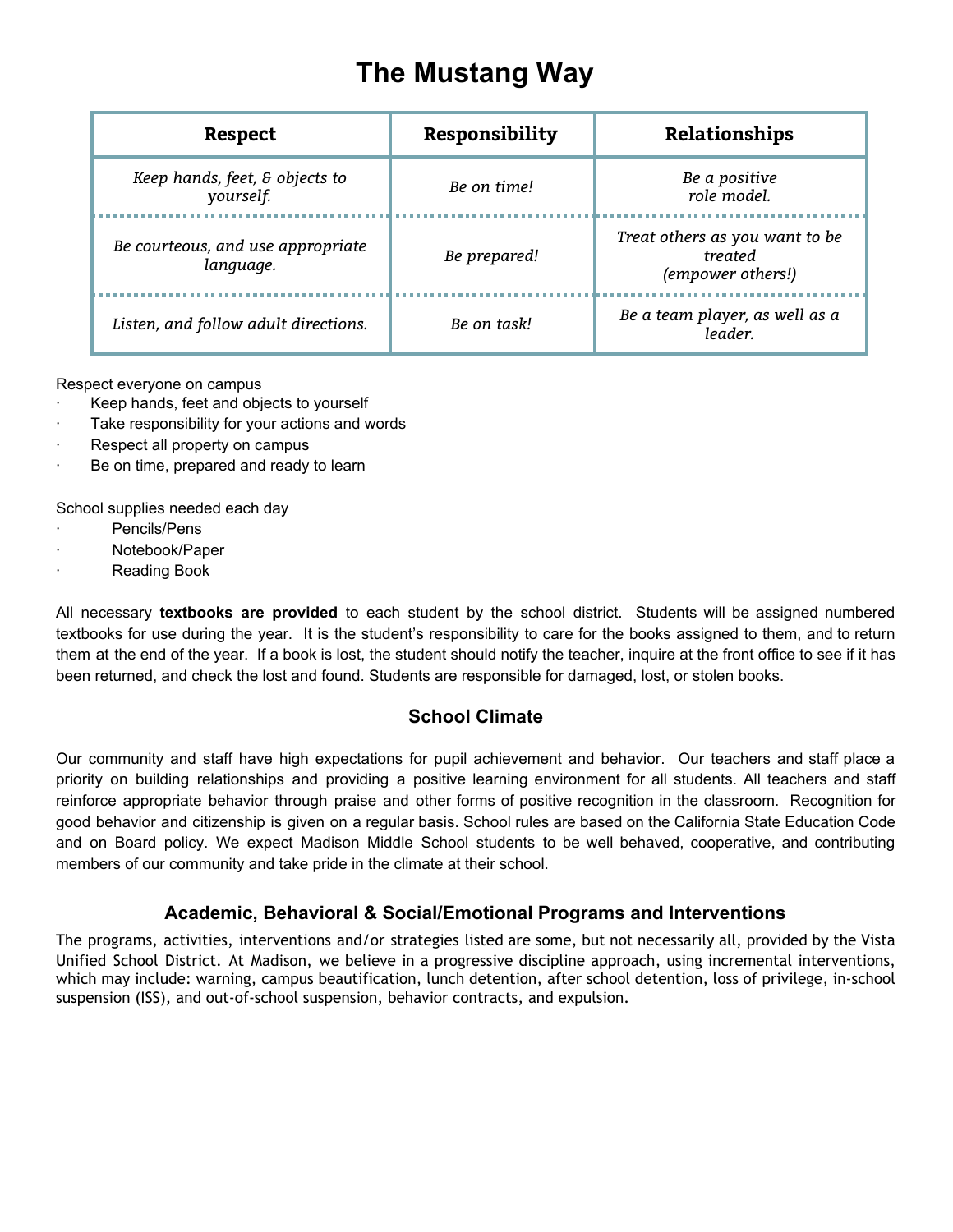# The Mustang Way

| Respect | Responsibility | Relationships |
|---|---|---|
| *Keep hands, feet, & objects to yourself.* | *Be on time!* | *Be a positive role model.* |
| *Be courteous, and use appropriate language.* | *Be prepared!* | *Treat others as you want to be treated (empower others!)* |
| *Listen, and follow adult directions.* | *Be on task!* | *Be a team player, as well as a leader.* |

Respect everyone on campus

- Keep hands, feet and objects to yourself
- Take responsibility for your actions and words
- Respect all property on campus
- Be on time, prepared and ready to learn

School supplies needed each day

- Pencils/Pens
- Notebook/Paper
- Reading Book

All necessary **textbooks are provided** to each student by the school district. Students will be assigned numbered textbooks for use during the year. It is the student's responsibility to care for the books assigned to them, and to return them at the end of the year. If a book is lost, the student should notify the teacher, inquire at the front office to see if it has been returned, and check the lost and found. Students are responsible for damaged, lost, or stolen books.

## School Climate

Our community and staff have high expectations for pupil achievement and behavior. Our teachers and staff place a priority on building relationships and providing a positive learning environment for all students. All teachers and staff reinforce appropriate behavior through praise and other forms of positive recognition in the classroom. Recognition for good behavior and citizenship is given on a regular basis. School rules are based on the California State Education Code and on Board policy. We expect Madison Middle School students to be well behaved, cooperative, and contributing members of our community and take pride in the climate at their school.

## Academic, Behavioral & Social/Emotional Programs and Interventions

The programs, activities, interventions and/or strategies listed are some, but not necessarily all, provided by the Vista Unified School District. At Madison, we believe in a progressive discipline approach, using incremental interventions, which may include: warning, campus beautification, lunch detention, after school detention, loss of privilege, in-school suspension (ISS), and out-of-school suspension, behavior contracts, and expulsion.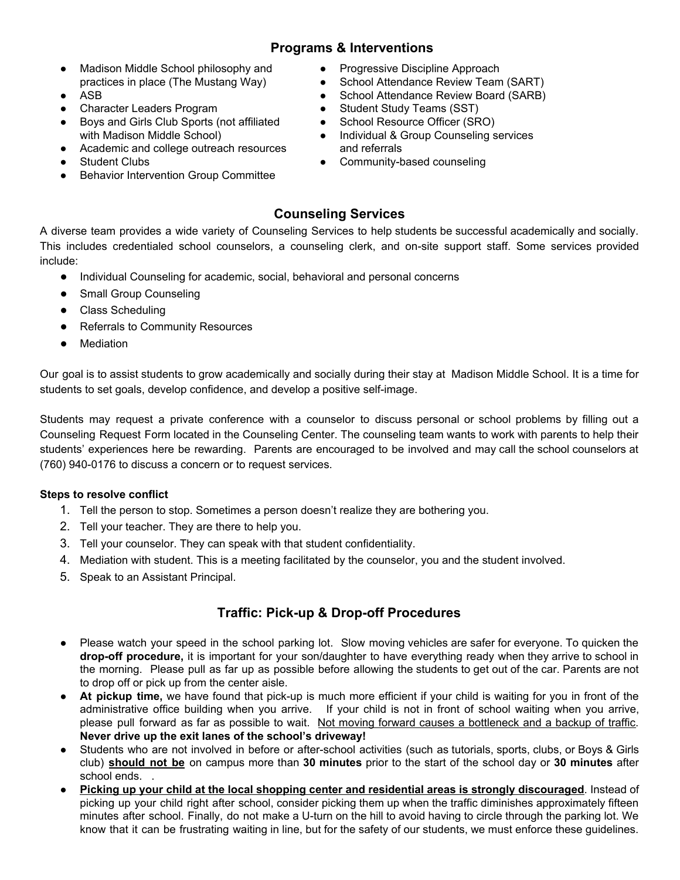## Programs & Interventions

- Madison Middle School philosophy and practices in place (The Mustang Way)
- ASB
- Character Leaders Program
- Boys and Girls Club Sports (not affiliated with Madison Middle School)
- Academic and college outreach resources
- Student Clubs
- Behavior Intervention Group Committee
- Progressive Discipline Approach
- School Attendance Review Team (SART)
- School Attendance Review Board (SARB)
- Student Study Teams (SST)
- School Resource Officer (SRO)
- Individual & Group Counseling services and referrals
- Community-based counseling

## Counseling Services

A diverse team provides a wide variety of Counseling Services to help students be successful academically and socially. This includes credentialed school counselors, a counseling clerk, and on-site support staff. Some services provided include:

- Individual Counseling for academic, social, behavioral and personal concerns
- Small Group Counseling
- Class Scheduling
- Referrals to Community Resources
- Mediation

Our goal is to assist students to grow academically and socially during their stay at Madison Middle School. It is a time for students to set goals, develop confidence, and develop a positive self-image.

Students may request a private conference with a counselor to discuss personal or school problems by filling out a Counseling Request Form located in the Counseling Center. The counseling team wants to work with parents to help their students' experiences here be rewarding. Parents are encouraged to be involved and may call the school counselors at (760) 940-0176 to discuss a concern or to request services.

**Steps to resolve conflict**

1. Tell the person to stop. Sometimes a person doesn't realize they are bothering you.
2. Tell your teacher. They are there to help you.
3. Tell your counselor. They can speak with that student confidentiality.
4. Mediation with student. This is a meeting facilitated by the counselor, you and the student involved.
5. Speak to an Assistant Principal.

## Traffic: Pick-up & Drop-off Procedures

- Please watch your speed in the school parking lot. Slow moving vehicles are safer for everyone. To quicken the **drop-off procedure,** it is important for your son/daughter to have everything ready when they arrive to school in the morning. Please pull as far up as possible before allowing the students to get out of the car. Parents are not to drop off or pick up from the center aisle.
- **At pickup time,** we have found that pick-up is much more efficient if your child is waiting for you in front of the administrative office building when you arrive. If your child is not in front of school waiting when you arrive, please pull forward as far as possible to wait. <u>Not moving forward causes a bottleneck and a backup of traffic</u>. **Never drive up the exit lanes of the school's driveway!**
- Students who are not involved in before or after-school activities (such as tutorials, sports, clubs, or Boys & Girls club) **<u>should not be</u>** on campus more than **30 minutes** prior to the start of the school day or **30 minutes** after school ends. .
- **<u>Picking up your child at the local shopping center and residential areas is strongly discouraged</u>**. Instead of picking up your child right after school, consider picking them up when the traffic diminishes approximately fifteen minutes after school. Finally, do not make a U-turn on the hill to avoid having to circle through the parking lot. We know that it can be frustrating waiting in line, but for the safety of our students, we must enforce these guidelines.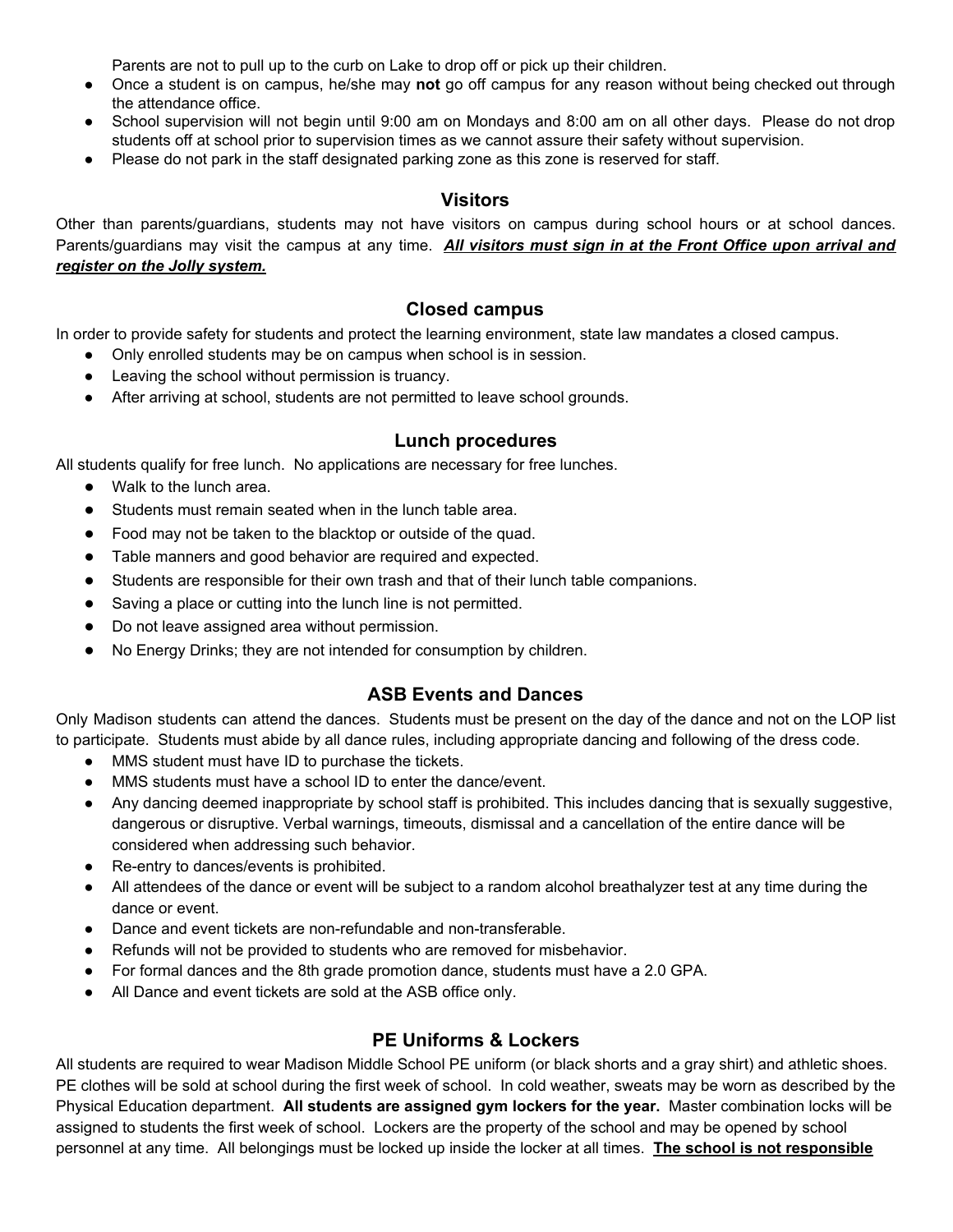Parents are not to pull up to the curb on Lake to drop off or pick up their children.

- Once a student is on campus, he/she may **not** go off campus for any reason without being checked out through the attendance office.
- School supervision will not begin until 9:00 am on Mondays and 8:00 am on all other days. Please do not drop students off at school prior to supervision times as we cannot assure their safety without supervision.
- Please do not park in the staff designated parking zone as this zone is reserved for staff.

## Visitors

Other than parents/guardians, students may not have visitors on campus during school hours or at school dances. Parents/guardians may visit the campus at any time. ***<u>All visitors must sign in at the Front Office upon arrival and register on the Jolly system.</u>***

## Closed campus

In order to provide safety for students and protect the learning environment, state law mandates a closed campus.

- Only enrolled students may be on campus when school is in session.
- Leaving the school without permission is truancy.
- After arriving at school, students are not permitted to leave school grounds.

## Lunch procedures

All students qualify for free lunch. No applications are necessary for free lunches.

- Walk to the lunch area.
- Students must remain seated when in the lunch table area.
- Food may not be taken to the blacktop or outside of the quad.
- Table manners and good behavior are required and expected.
- Students are responsible for their own trash and that of their lunch table companions.
- Saving a place or cutting into the lunch line is not permitted.
- Do not leave assigned area without permission.
- No Energy Drinks; they are not intended for consumption by children.

## ASB Events and Dances

Only Madison students can attend the dances. Students must be present on the day of the dance and not on the LOP list to participate. Students must abide by all dance rules, including appropriate dancing and following of the dress code.

- MMS student must have ID to purchase the tickets.
- MMS students must have a school ID to enter the dance/event.
- Any dancing deemed inappropriate by school staff is prohibited. This includes dancing that is sexually suggestive, dangerous or disruptive. Verbal warnings, timeouts, dismissal and a cancellation of the entire dance will be considered when addressing such behavior.
- Re-entry to dances/events is prohibited.
- All attendees of the dance or event will be subject to a random alcohol breathalyzer test at any time during the dance or event.
- Dance and event tickets are non-refundable and non-transferable.
- Refunds will not be provided to students who are removed for misbehavior.
- For formal dances and the 8th grade promotion dance, students must have a 2.0 GPA.
- All Dance and event tickets are sold at the ASB office only.

## PE Uniforms & Lockers

All students are required to wear Madison Middle School PE uniform (or black shorts and a gray shirt) and athletic shoes. PE clothes will be sold at school during the first week of school. In cold weather, sweats may be worn as described by the Physical Education department. **All students are assigned gym lockers for the year.** Master combination locks will be assigned to students the first week of school. Lockers are the property of the school and may be opened by school personnel at any time. All belongings must be locked up inside the locker at all times. **<u>The school is not responsible</u>**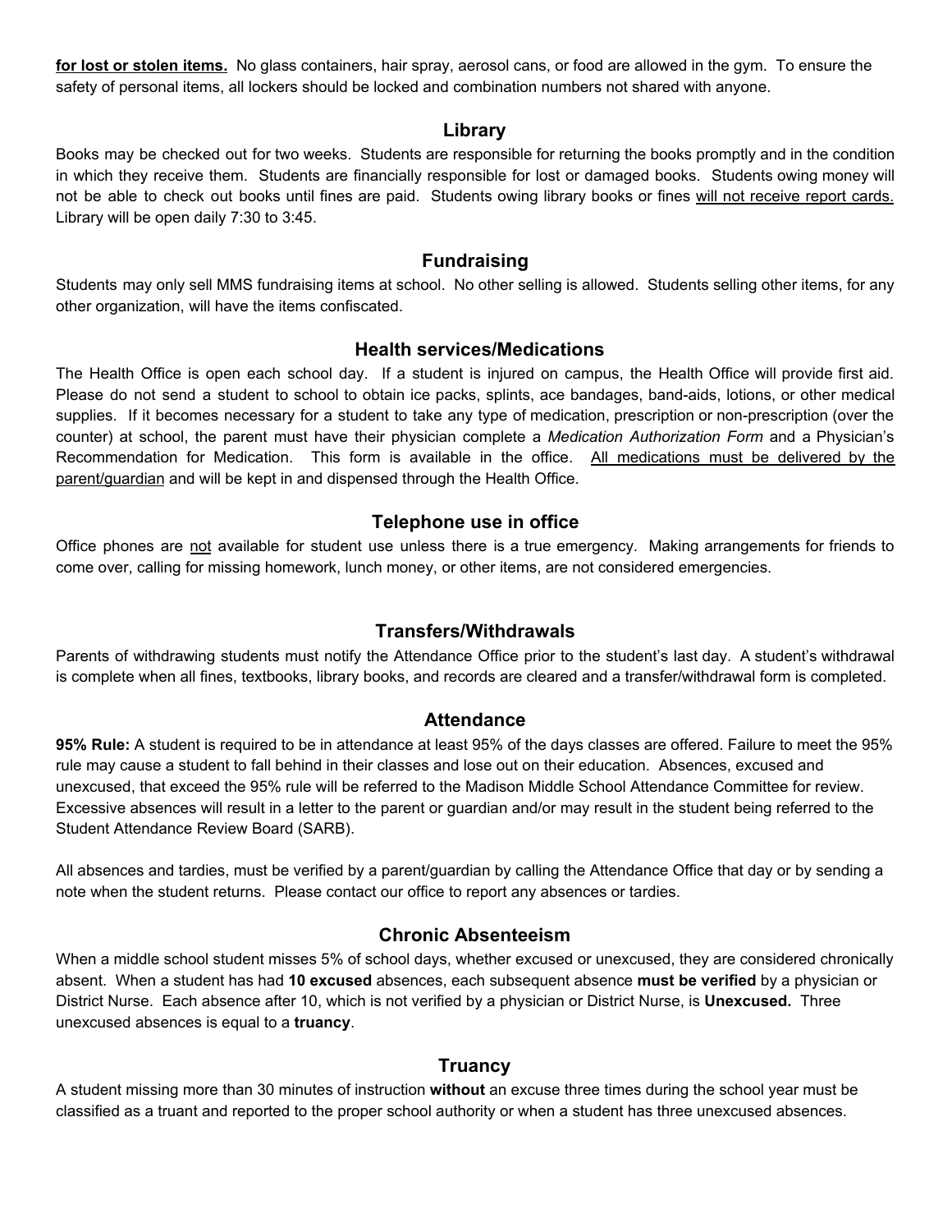**<u>for lost or stolen items.</u>** No glass containers, hair spray, aerosol cans, or food are allowed in the gym. To ensure the safety of personal items, all lockers should be locked and combination numbers not shared with anyone.

## Library

Books may be checked out for two weeks. Students are responsible for returning the books promptly and in the condition in which they receive them. Students are financially responsible for lost or damaged books. Students owing money will not be able to check out books until fines are paid. Students owing library books or fines <u>will not receive report cards.</u> Library will be open daily 7:30 to 3:45.

## Fundraising

Students may only sell MMS fundraising items at school. No other selling is allowed. Students selling other items, for any other organization, will have the items confiscated.

## Health services/Medications

The Health Office is open each school day. If a student is injured on campus, the Health Office will provide first aid. Please do not send a student to school to obtain ice packs, splints, ace bandages, band-aids, lotions, or other medical supplies. If it becomes necessary for a student to take any type of medication, prescription or non-prescription (over the counter) at school, the parent must have their physician complete a *Medication Authorization Form* and a Physician's Recommendation for Medication. This form is available in the office. <u>All medications must be delivered by the parent/guardian</u> and will be kept in and dispensed through the Health Office.

## Telephone use in office

Office phones are <u>not</u> available for student use unless there is a true emergency. Making arrangements for friends to come over, calling for missing homework, lunch money, or other items, are not considered emergencies.

## Transfers/Withdrawals

Parents of withdrawing students must notify the Attendance Office prior to the student's last day. A student's withdrawal is complete when all fines, textbooks, library books, and records are cleared and a transfer/withdrawal form is completed.

## Attendance

**95% Rule:** A student is required to be in attendance at least 95% of the days classes are offered. Failure to meet the 95% rule may cause a student to fall behind in their classes and lose out on their education. Absences, excused and unexcused, that exceed the 95% rule will be referred to the Madison Middle School Attendance Committee for review. Excessive absences will result in a letter to the parent or guardian and/or may result in the student being referred to the Student Attendance Review Board (SARB).

All absences and tardies, must be verified by a parent/guardian by calling the Attendance Office that day or by sending a note when the student returns. Please contact our office to report any absences or tardies.

## Chronic Absenteeism

When a middle school student misses 5% of school days, whether excused or unexcused, they are considered chronically absent. When a student has had **10 excused** absences, each subsequent absence **must be verified** by a physician or District Nurse. Each absence after 10, which is not verified by a physician or District Nurse, is **Unexcused.** Three unexcused absences is equal to a **truancy**.

## Truancy

A student missing more than 30 minutes of instruction **without** an excuse three times during the school year must be classified as a truant and reported to the proper school authority or when a student has three unexcused absences.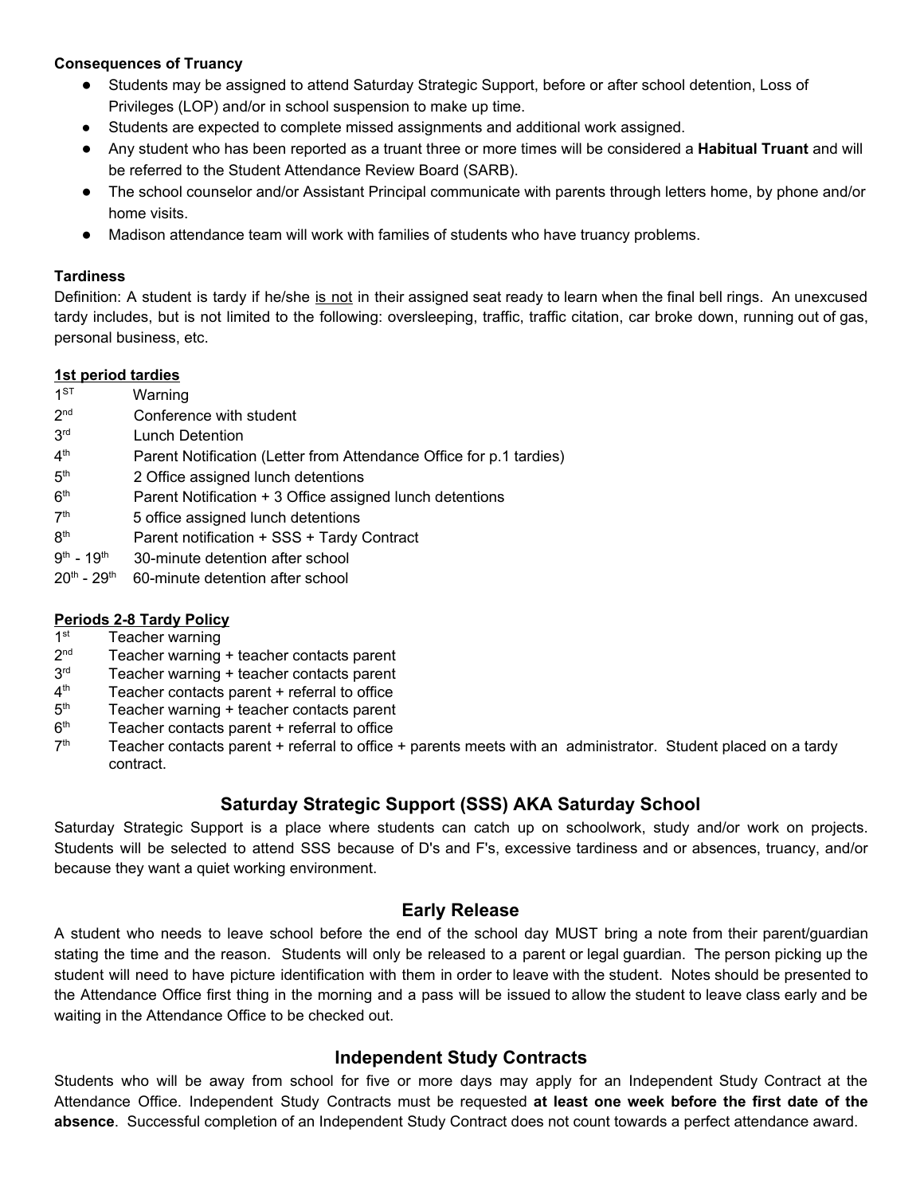**Consequences of Truancy**

- Students may be assigned to attend Saturday Strategic Support, before or after school detention, Loss of Privileges (LOP) and/or in school suspension to make up time.
- Students are expected to complete missed assignments and additional work assigned.
- Any student who has been reported as a truant three or more times will be considered a **Habitual Truant** and will be referred to the Student Attendance Review Board (SARB).
- The school counselor and/or Assistant Principal communicate with parents through letters home, by phone and/or home visits.
- Madison attendance team will work with families of students who have truancy problems.

**Tardiness**

Definition: A student is tardy if he/she <u>is not</u> in their assigned seat ready to learn when the final bell rings. An unexcused tardy includes, but is not limited to the following: oversleeping, traffic, traffic citation, car broke down, running out of gas, personal business, etc.

**<u>1st period tardies</u>**

| | |
|---|---|
| 1ST | Warning |
| 2nd | Conference with student |
| 3rd | Lunch Detention |
| 4th | Parent Notification (Letter from Attendance Office for p.1 tardies) |
| 5th | 2 Office assigned lunch detentions |
| 6th | Parent Notification + 3 Office assigned lunch detentions |
| 7th | 5 office assigned lunch detentions |
| 8th | Parent notification + SSS + Tardy Contract |
| 9th - 19th | 30-minute detention after school |
| 20th - 29th | 60-minute detention after school |

**<u>Periods 2-8 Tardy Policy</u>**

| | |
|---|---|
| 1st | Teacher warning |
| 2nd | Teacher warning + teacher contacts parent |
| 3rd | Teacher warning + teacher contacts parent |
| 4th | Teacher contacts parent + referral to office |
| 5th | Teacher warning + teacher contacts parent |
| 6th | Teacher contacts parent + referral to office |
| 7th | Teacher contacts parent + referral to office + parents meets with an administrator. Student placed on a tardy contract. |

## Saturday Strategic Support (SSS) AKA Saturday School

Saturday Strategic Support is a place where students can catch up on schoolwork, study and/or work on projects. Students will be selected to attend SSS because of D's and F's, excessive tardiness and or absences, truancy, and/or because they want a quiet working environment.

## Early Release

A student who needs to leave school before the end of the school day MUST bring a note from their parent/guardian stating the time and the reason. Students will only be released to a parent or legal guardian. The person picking up the student will need to have picture identification with them in order to leave with the student. Notes should be presented to the Attendance Office first thing in the morning and a pass will be issued to allow the student to leave class early and be waiting in the Attendance Office to be checked out.

## Independent Study Contracts

Students who will be away from school for five or more days may apply for an Independent Study Contract at the Attendance Office. Independent Study Contracts must be requested **at least one week before the first date of the absence**. Successful completion of an Independent Study Contract does not count towards a perfect attendance award.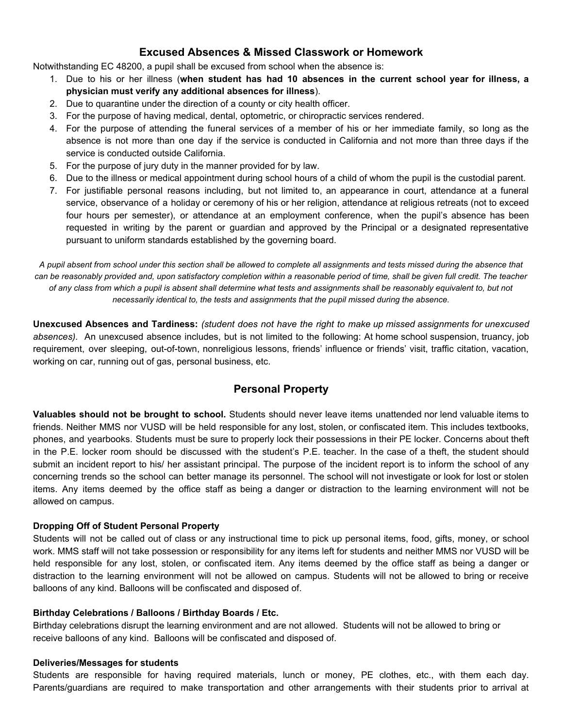## Excused Absences & Missed Classwork or Homework

Notwithstanding EC 48200, a pupil shall be excused from school when the absence is:

1. Due to his or her illness (**when student has had 10 absences in the current school year for illness, a physician must verify any additional absences for illness**).
2. Due to quarantine under the direction of a county or city health officer.
3. For the purpose of having medical, dental, optometric, or chiropractic services rendered.
4. For the purpose of attending the funeral services of a member of his or her immediate family, so long as the absence is not more than one day if the service is conducted in California and not more than three days if the service is conducted outside California.
5. For the purpose of jury duty in the manner provided for by law.
6. Due to the illness or medical appointment during school hours of a child of whom the pupil is the custodial parent.
7. For justifiable personal reasons including, but not limited to, an appearance in court, attendance at a funeral service, observance of a holiday or ceremony of his or her religion, attendance at religious retreats (not to exceed four hours per semester), or attendance at an employment conference, when the pupil's absence has been requested in writing by the parent or guardian and approved by the Principal or a designated representative pursuant to uniform standards established by the governing board.

*A pupil absent from school under this section shall be allowed to complete all assignments and tests missed during the absence that can be reasonably provided and, upon satisfactory completion within a reasonable period of time, shall be given full credit. The teacher of any class from which a pupil is absent shall determine what tests and assignments shall be reasonably equivalent to, but not necessarily identical to, the tests and assignments that the pupil missed during the absence.*

**Unexcused Absences and Tardiness:** *(student does not have the right to make up missed assignments for unexcused absences).* An unexcused absence includes, but is not limited to the following: At home school suspension, truancy, job requirement, over sleeping, out-of-town, nonreligious lessons, friends' influence or friends' visit, traffic citation, vacation, working on car, running out of gas, personal business, etc.

## Personal Property

**Valuables should not be brought to school.** Students should never leave items unattended nor lend valuable items to friends. Neither MMS nor VUSD will be held responsible for any lost, stolen, or confiscated item. This includes textbooks, phones, and yearbooks. Students must be sure to properly lock their possessions in their PE locker. Concerns about theft in the P.E. locker room should be discussed with the student's P.E. teacher. In the case of a theft, the student should submit an incident report to his/ her assistant principal. The purpose of the incident report is to inform the school of any concerning trends so the school can better manage its personnel. The school will not investigate or look for lost or stolen items. Any items deemed by the office staff as being a danger or distraction to the learning environment will not be allowed on campus.

#### Dropping Off of Student Personal Property

Students will not be called out of class or any instructional time to pick up personal items, food, gifts, money, or school work. MMS staff will not take possession or responsibility for any items left for students and neither MMS nor VUSD will be held responsible for any lost, stolen, or confiscated item. Any items deemed by the office staff as being a danger or distraction to the learning environment will not be allowed on campus. Students will not be allowed to bring or receive balloons of any kind. Balloons will be confiscated and disposed of.

#### Birthday Celebrations / Balloons / Birthday Boards / Etc.

Birthday celebrations disrupt the learning environment and are not allowed. Students will not be allowed to bring or receive balloons of any kind. Balloons will be confiscated and disposed of.

#### Deliveries/Messages for students

Students are responsible for having required materials, lunch or money, PE clothes, etc., with them each day. Parents/guardians are required to make transportation and other arrangements with their students prior to arrival at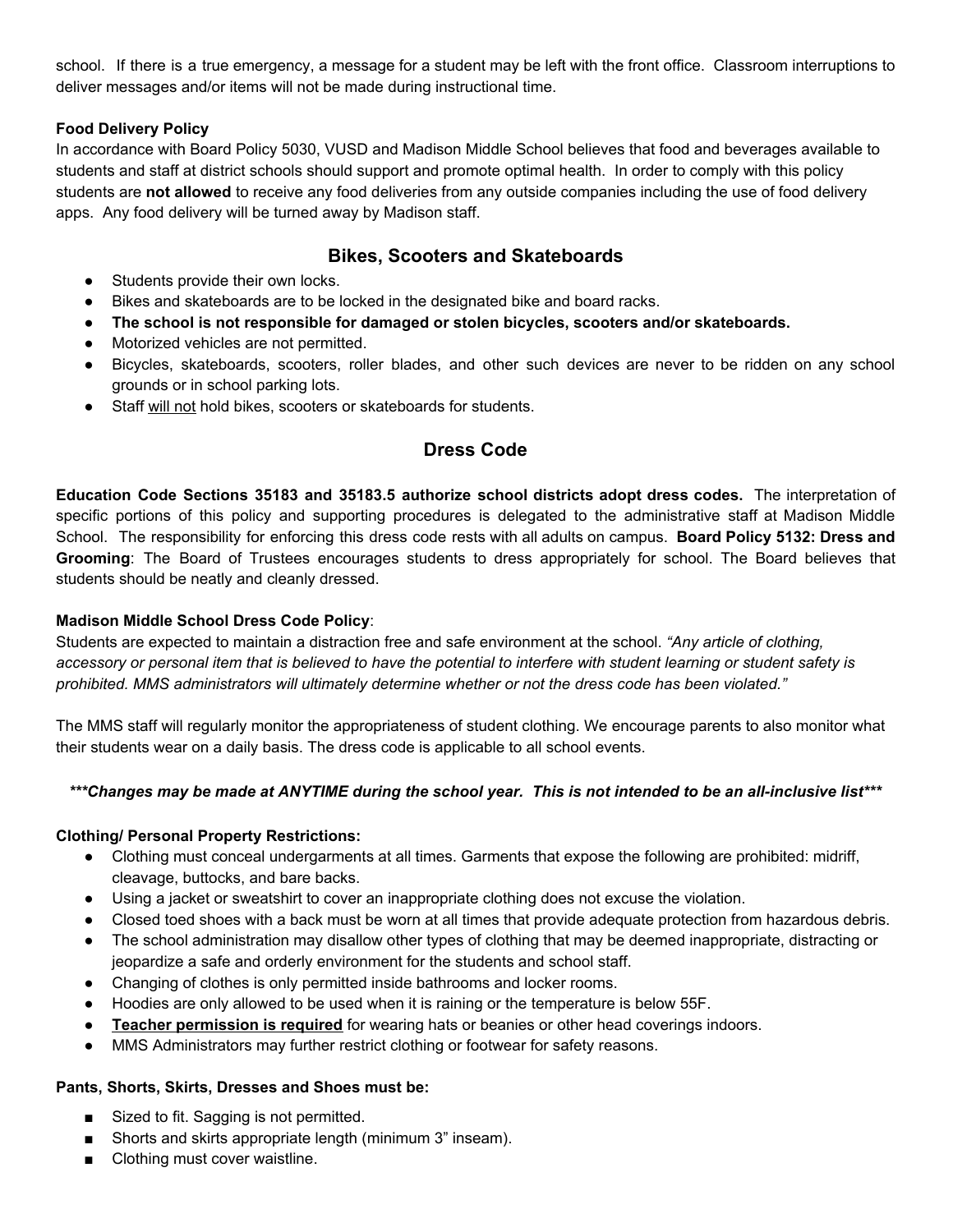school. If there is a true emergency, a message for a student may be left with the front office. Classroom interruptions to deliver messages and/or items will not be made during instructional time.

**Food Delivery Policy**

In accordance with Board Policy 5030, VUSD and Madison Middle School believes that food and beverages available to students and staff at district schools should support and promote optimal health. In order to comply with this policy students are **not allowed** to receive any food deliveries from any outside companies including the use of food delivery apps. Any food delivery will be turned away by Madison staff.

## Bikes, Scooters and Skateboards

- Students provide their own locks.
- Bikes and skateboards are to be locked in the designated bike and board racks.
- **The school is not responsible for damaged or stolen bicycles, scooters and/or skateboards.**
- Motorized vehicles are not permitted.
- Bicycles, skateboards, scooters, roller blades, and other such devices are never to be ridden on any school grounds or in school parking lots.
- Staff <u>will not</u> hold bikes, scooters or skateboards for students.

## Dress Code

**Education Code Sections 35183 and 35183.5 authorize school districts adopt dress codes.** The interpretation of specific portions of this policy and supporting procedures is delegated to the administrative staff at Madison Middle School. The responsibility for enforcing this dress code rests with all adults on campus. **Board Policy 5132: Dress and Grooming**: The Board of Trustees encourages students to dress appropriately for school. The Board believes that students should be neatly and cleanly dressed.

**Madison Middle School Dress Code Policy**:

Students are expected to maintain a distraction free and safe environment at the school. *"Any article of clothing, accessory or personal item that is believed to have the potential to interfere with student learning or student safety is prohibited. MMS administrators will ultimately determine whether or not the dress code has been violated."*

The MMS staff will regularly monitor the appropriateness of student clothing. We encourage parents to also monitor what their students wear on a daily basis. The dress code is applicable to all school events.

***\*\*\*Changes may be made at ANYTIME during the school year. This is not intended to be an all-inclusive list\*\*\****

**Clothing/ Personal Property Restrictions:**

- Clothing must conceal undergarments at all times. Garments that expose the following are prohibited: midriff, cleavage, buttocks, and bare backs.
- Using a jacket or sweatshirt to cover an inappropriate clothing does not excuse the violation.
- Closed toed shoes with a back must be worn at all times that provide adequate protection from hazardous debris.
- The school administration may disallow other types of clothing that may be deemed inappropriate, distracting or jeopardize a safe and orderly environment for the students and school staff.
- Changing of clothes is only permitted inside bathrooms and locker rooms.
- Hoodies are only allowed to be used when it is raining or the temperature is below 55F.
- **<u>Teacher permission is required</u>** for wearing hats or beanies or other head coverings indoors.
- MMS Administrators may further restrict clothing or footwear for safety reasons.

**Pants, Shorts, Skirts, Dresses and Shoes must be:**

- Sized to fit. Sagging is not permitted.
- Shorts and skirts appropriate length (minimum 3" inseam).
- Clothing must cover waistline.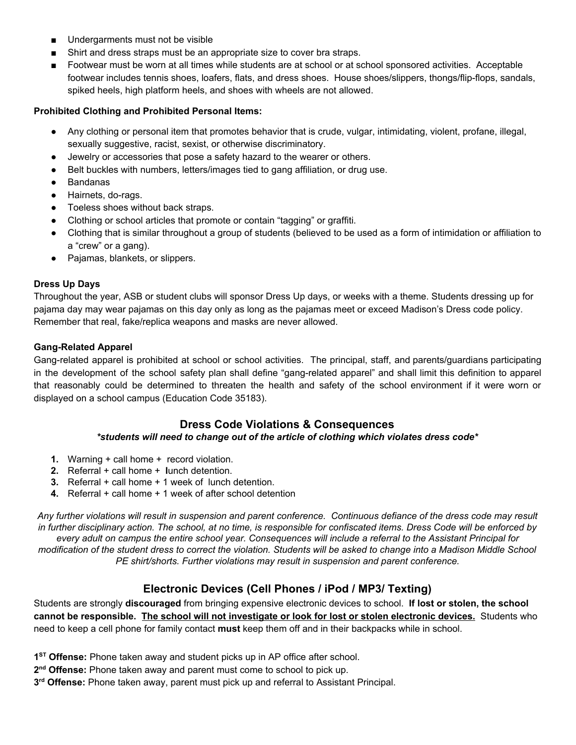- Undergarments must not be visible
- Shirt and dress straps must be an appropriate size to cover bra straps.
- Footwear must be worn at all times while students are at school or at school sponsored activities. Acceptable footwear includes tennis shoes, loafers, flats, and dress shoes. House shoes/slippers, thongs/flip-flops, sandals, spiked heels, high platform heels, and shoes with wheels are not allowed.

**Prohibited Clothing and Prohibited Personal Items:**

- Any clothing or personal item that promotes behavior that is crude, vulgar, intimidating, violent, profane, illegal, sexually suggestive, racist, sexist, or otherwise discriminatory.
- Jewelry or accessories that pose a safety hazard to the wearer or others.
- Belt buckles with numbers, letters/images tied to gang affiliation, or drug use.
- Bandanas
- Hairnets, do-rags.
- Toeless shoes without back straps.
- Clothing or school articles that promote or contain "tagging" or graffiti.
- Clothing that is similar throughout a group of students (believed to be used as a form of intimidation or affiliation to a "crew" or a gang).
- Pajamas, blankets, or slippers.

**Dress Up Days**

Throughout the year, ASB or student clubs will sponsor Dress Up days, or weeks with a theme. Students dressing up for pajama day may wear pajamas on this day only as long as the pajamas meet or exceed Madison's Dress code policy. Remember that real, fake/replica weapons and masks are never allowed.

**Gang-Related Apparel**

Gang-related apparel is prohibited at school or school activities. The principal, staff, and parents/guardians participating in the development of the school safety plan shall define "gang-related apparel" and shall limit this definition to apparel that reasonably could be determined to threaten the health and safety of the school environment if it were worn or displayed on a school campus (Education Code 35183).

## Dress Code Violations & Consequences

***students will need to change out of the article of clothing which violates dress code***

1. Warning + call home + record violation.
2. Referral + call home + lunch detention.
3. Referral + call home + 1 week of lunch detention.
4. Referral + call home + 1 week of after school detention

*Any further violations will result in suspension and parent conference. Continuous defiance of the dress code may result in further disciplinary action. The school, at no time, is responsible for confiscated items. Dress Code will be enforced by every adult on campus the entire school year. Consequences will include a referral to the Assistant Principal for modification of the student dress to correct the violation. Students will be asked to change into a Madison Middle School PE shirt/shorts. Further violations may result in suspension and parent conference.*

## Electronic Devices (Cell Phones / iPod / MP3/ Texting)

Students are strongly **discouraged** from bringing expensive electronic devices to school. **If lost or stolen, the school cannot be responsible. <u>The school will not investigate or look for lost or stolen electronic devices.</u>** Students who need to keep a cell phone for family contact **must** keep them off and in their backpacks while in school.

**1ST Offense:** Phone taken away and student picks up in AP office after school.
**2nd Offense:** Phone taken away and parent must come to school to pick up.
**3rd Offense:** Phone taken away, parent must pick up and referral to Assistant Principal.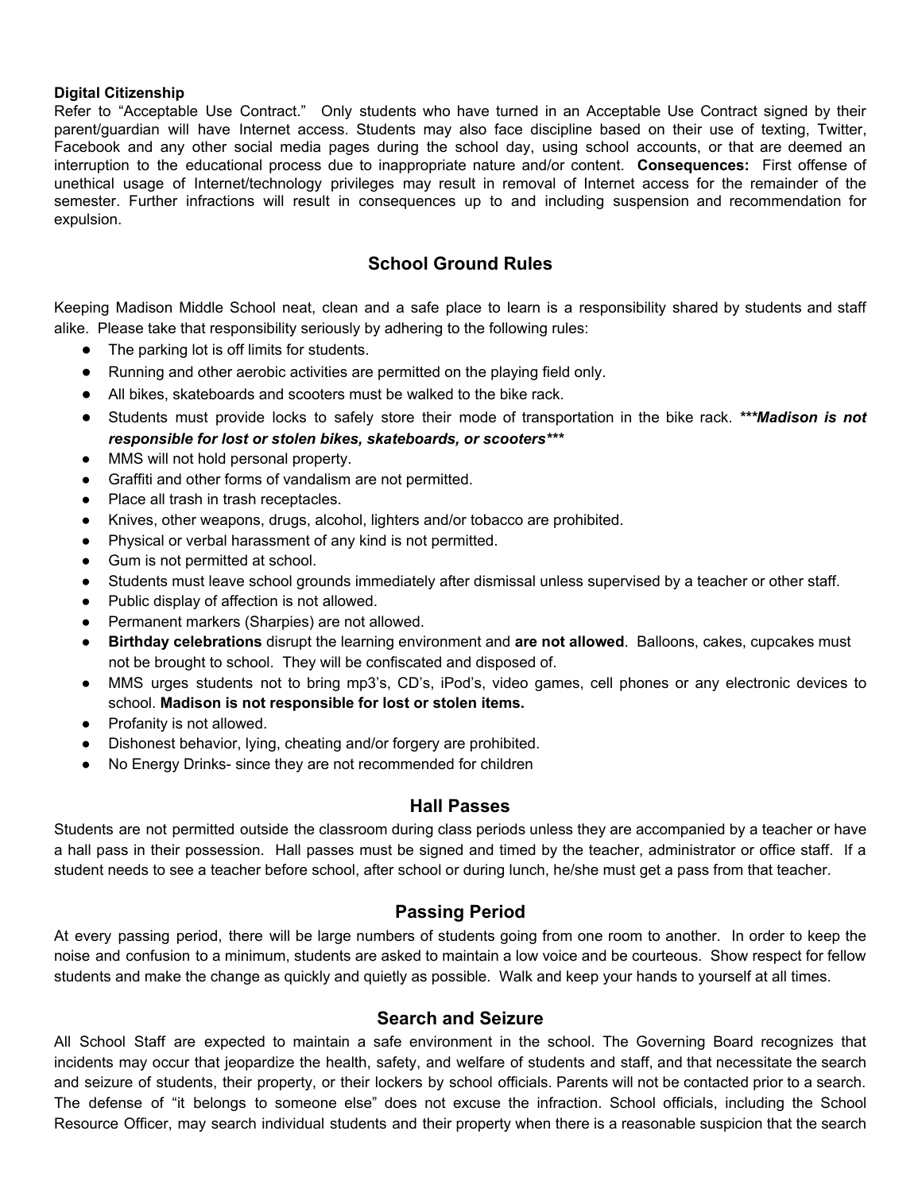**Digital Citizenship**
Refer to "Acceptable Use Contract." Only students who have turned in an Acceptable Use Contract signed by their parent/guardian will have Internet access. Students may also face discipline based on their use of texting, Twitter, Facebook and any other social media pages during the school day, using school accounts, or that are deemed an interruption to the educational process due to inappropriate nature and/or content. **Consequences:** First offense of unethical usage of Internet/technology privileges may result in removal of Internet access for the remainder of the semester. Further infractions will result in consequences up to and including suspension and recommendation for expulsion.

## School Ground Rules

Keeping Madison Middle School neat, clean and a safe place to learn is a responsibility shared by students and staff alike. Please take that responsibility seriously by adhering to the following rules:

- The parking lot is off limits for students.
- Running and other aerobic activities are permitted on the playing field only.
- All bikes, skateboards and scooters must be walked to the bike rack.
- Students must provide locks to safely store their mode of transportation in the bike rack. ***\*\*\*Madison is not responsible for lost or stolen bikes, skateboards, or scooters\*\*\****
- MMS will not hold personal property.
- Graffiti and other forms of vandalism are not permitted.
- Place all trash in trash receptacles.
- Knives, other weapons, drugs, alcohol, lighters and/or tobacco are prohibited.
- Physical or verbal harassment of any kind is not permitted.
- Gum is not permitted at school.
- Students must leave school grounds immediately after dismissal unless supervised by a teacher or other staff.
- Public display of affection is not allowed.
- Permanent markers (Sharpies) are not allowed.
- **Birthday celebrations** disrupt the learning environment and **are not allowed**. Balloons, cakes, cupcakes must not be brought to school. They will be confiscated and disposed of.
- MMS urges students not to bring mp3's, CD's, iPod's, video games, cell phones or any electronic devices to school. **Madison is not responsible for lost or stolen items.**
- Profanity is not allowed.
- Dishonest behavior, lying, cheating and/or forgery are prohibited.
- No Energy Drinks- since they are not recommended for children

## Hall Passes

Students are not permitted outside the classroom during class periods unless they are accompanied by a teacher or have a hall pass in their possession. Hall passes must be signed and timed by the teacher, administrator or office staff. If a student needs to see a teacher before school, after school or during lunch, he/she must get a pass from that teacher.

## Passing Period

At every passing period, there will be large numbers of students going from one room to another. In order to keep the noise and confusion to a minimum, students are asked to maintain a low voice and be courteous. Show respect for fellow students and make the change as quickly and quietly as possible. Walk and keep your hands to yourself at all times.

## Search and Seizure

All School Staff are expected to maintain a safe environment in the school. The Governing Board recognizes that incidents may occur that jeopardize the health, safety, and welfare of students and staff, and that necessitate the search and seizure of students, their property, or their lockers by school officials. Parents will not be contacted prior to a search. The defense of "it belongs to someone else" does not excuse the infraction. School officials, including the School Resource Officer, may search individual students and their property when there is a reasonable suspicion that the search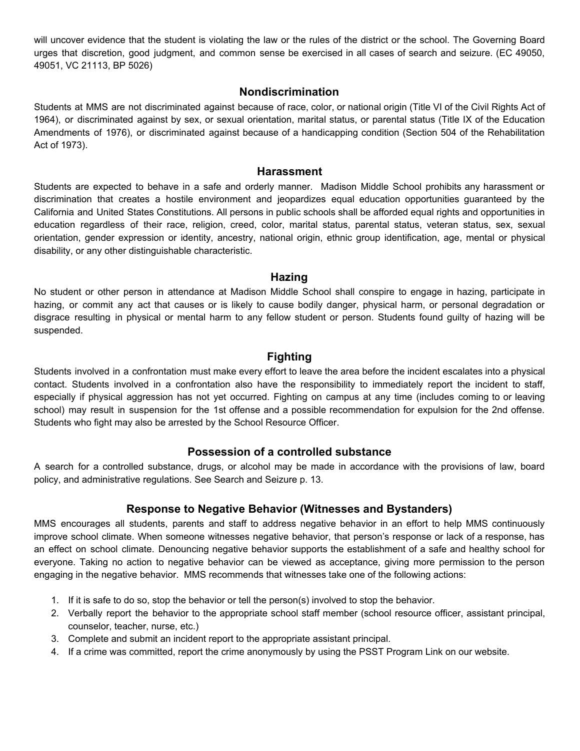will uncover evidence that the student is violating the law or the rules of the district or the school. The Governing Board urges that discretion, good judgment, and common sense be exercised in all cases of search and seizure. (EC 49050, 49051, VC 21113, BP 5026)

## Nondiscrimination

Students at MMS are not discriminated against because of race, color, or national origin (Title VI of the Civil Rights Act of 1964), or discriminated against by sex, or sexual orientation, marital status, or parental status (Title IX of the Education Amendments of 1976), or discriminated against because of a handicapping condition (Section 504 of the Rehabilitation Act of 1973).

## Harassment

Students are expected to behave in a safe and orderly manner. Madison Middle School prohibits any harassment or discrimination that creates a hostile environment and jeopardizes equal education opportunities guaranteed by the California and United States Constitutions. All persons in public schools shall be afforded equal rights and opportunities in education regardless of their race, religion, creed, color, marital status, parental status, veteran status, sex, sexual orientation, gender expression or identity, ancestry, national origin, ethnic group identification, age, mental or physical disability, or any other distinguishable characteristic.

## Hazing

No student or other person in attendance at Madison Middle School shall conspire to engage in hazing, participate in hazing, or commit any act that causes or is likely to cause bodily danger, physical harm, or personal degradation or disgrace resulting in physical or mental harm to any fellow student or person. Students found guilty of hazing will be suspended.

## Fighting

Students involved in a confrontation must make every effort to leave the area before the incident escalates into a physical contact. Students involved in a confrontation also have the responsibility to immediately report the incident to staff, especially if physical aggression has not yet occurred. Fighting on campus at any time (includes coming to or leaving school) may result in suspension for the 1st offense and a possible recommendation for expulsion for the 2nd offense. Students who fight may also be arrested by the School Resource Officer.

## Possession of a controlled substance

A search for a controlled substance, drugs, or alcohol may be made in accordance with the provisions of law, board policy, and administrative regulations. See Search and Seizure p. 13.

## Response to Negative Behavior (Witnesses and Bystanders)

MMS encourages all students, parents and staff to address negative behavior in an effort to help MMS continuously improve school climate. When someone witnesses negative behavior, that person's response or lack of a response, has an effect on school climate. Denouncing negative behavior supports the establishment of a safe and healthy school for everyone. Taking no action to negative behavior can be viewed as acceptance, giving more permission to the person engaging in the negative behavior. MMS recommends that witnesses take one of the following actions:

1. If it is safe to do so, stop the behavior or tell the person(s) involved to stop the behavior.
2. Verbally report the behavior to the appropriate school staff member (school resource officer, assistant principal, counselor, teacher, nurse, etc.)
3. Complete and submit an incident report to the appropriate assistant principal.
4. If a crime was committed, report the crime anonymously by using the PSST Program Link on our website.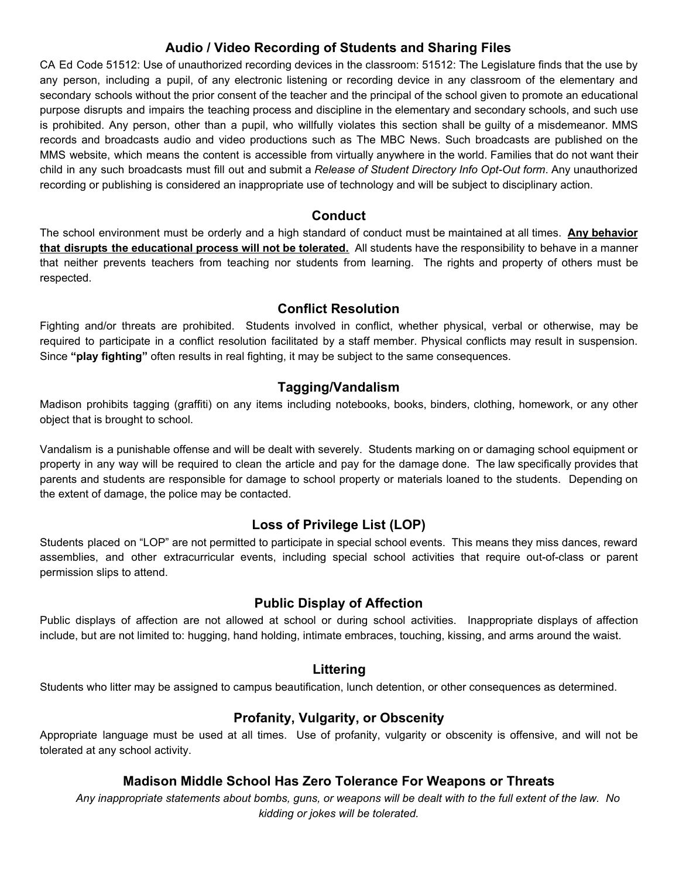## Audio / Video Recording of Students and Sharing Files

CA Ed Code 51512: Use of unauthorized recording devices in the classroom: 51512: The Legislature finds that the use by any person, including a pupil, of any electronic listening or recording device in any classroom of the elementary and secondary schools without the prior consent of the teacher and the principal of the school given to promote an educational purpose disrupts and impairs the teaching process and discipline in the elementary and secondary schools, and such use is prohibited. Any person, other than a pupil, who willfully violates this section shall be guilty of a misdemeanor. MMS records and broadcasts audio and video productions such as The MBC News. Such broadcasts are published on the MMS website, which means the content is accessible from virtually anywhere in the world. Families that do not want their child in any such broadcasts must fill out and submit a *Release of Student Directory Info Opt-Out form*. Any unauthorized recording or publishing is considered an inappropriate use of technology and will be subject to disciplinary action.

## Conduct

The school environment must be orderly and a high standard of conduct must be maintained at all times. **Any behavior that disrupts the educational process will not be tolerated.** All students have the responsibility to behave in a manner that neither prevents teachers from teaching nor students from learning. The rights and property of others must be respected.

## Conflict Resolution

Fighting and/or threats are prohibited. Students involved in conflict, whether physical, verbal or otherwise, may be required to participate in a conflict resolution facilitated by a staff member. Physical conflicts may result in suspension. Since **"play fighting"** often results in real fighting, it may be subject to the same consequences.

## Tagging/Vandalism

Madison prohibits tagging (graffiti) on any items including notebooks, books, binders, clothing, homework, or any other object that is brought to school.

Vandalism is a punishable offense and will be dealt with severely. Students marking on or damaging school equipment or property in any way will be required to clean the article and pay for the damage done. The law specifically provides that parents and students are responsible for damage to school property or materials loaned to the students. Depending on the extent of damage, the police may be contacted.

## Loss of Privilege List (LOP)

Students placed on "LOP" are not permitted to participate in special school events. This means they miss dances, reward assemblies, and other extracurricular events, including special school activities that require out-of-class or parent permission slips to attend.

## Public Display of Affection

Public displays of affection are not allowed at school or during school activities. Inappropriate displays of affection include, but are not limited to: hugging, hand holding, intimate embraces, touching, kissing, and arms around the waist.

## Littering

Students who litter may be assigned to campus beautification, lunch detention, or other consequences as determined.

## Profanity, Vulgarity, or Obscenity

Appropriate language must be used at all times. Use of profanity, vulgarity or obscenity is offensive, and will not be tolerated at any school activity.

## Madison Middle School Has Zero Tolerance For Weapons or Threats

*Any inappropriate statements about bombs, guns, or weapons will be dealt with to the full extent of the law. No kidding or jokes will be tolerated.*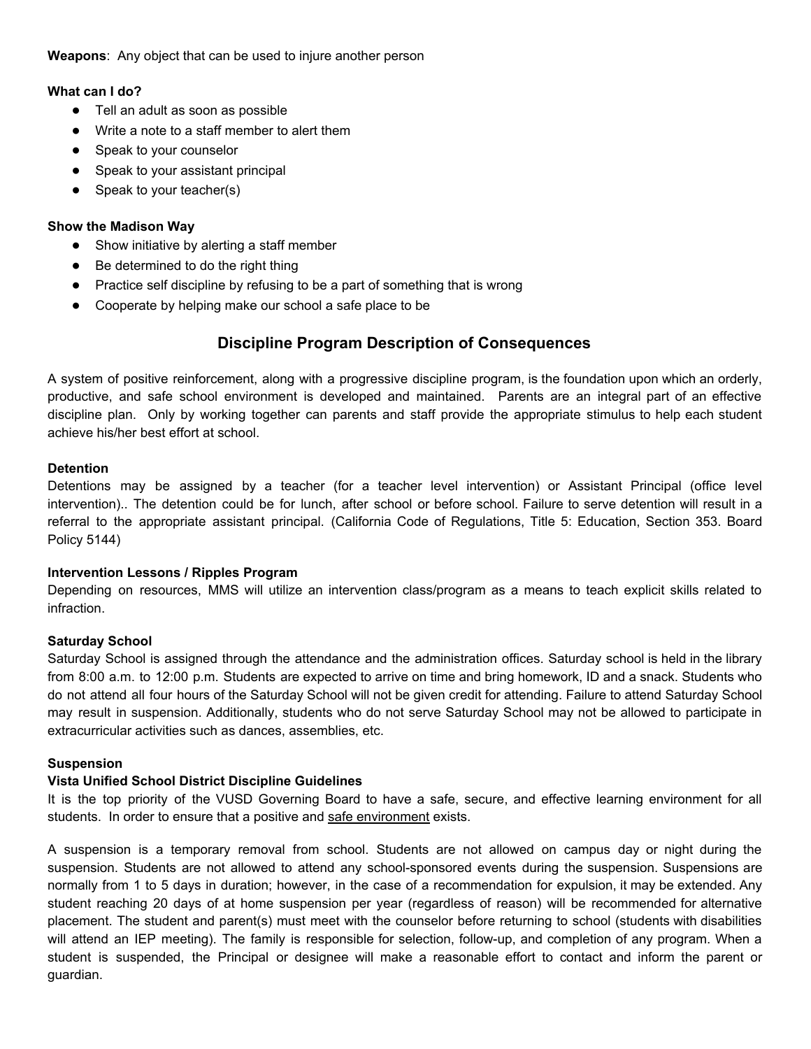**Weapons**: Any object that can be used to injure another person

**What can I do?**

- Tell an adult as soon as possible
- Write a note to a staff member to alert them
- Speak to your counselor
- Speak to your assistant principal
- Speak to your teacher(s)

**Show the Madison Way**

- Show initiative by alerting a staff member
- Be determined to do the right thing
- Practice self discipline by refusing to be a part of something that is wrong
- Cooperate by helping make our school a safe place to be

## Discipline Program Description of Consequences

A system of positive reinforcement, along with a progressive discipline program, is the foundation upon which an orderly, productive, and safe school environment is developed and maintained. Parents are an integral part of an effective discipline plan. Only by working together can parents and staff provide the appropriate stimulus to help each student achieve his/her best effort at school.

**Detention**

Detentions may be assigned by a teacher (for a teacher level intervention) or Assistant Principal (office level intervention).. The detention could be for lunch, after school or before school. Failure to serve detention will result in a referral to the appropriate assistant principal. (California Code of Regulations, Title 5: Education, Section 353. Board Policy 5144)

**Intervention Lessons / Ripples Program**

Depending on resources, MMS will utilize an intervention class/program as a means to teach explicit skills related to infraction.

**Saturday School**

Saturday School is assigned through the attendance and the administration offices. Saturday school is held in the library from 8:00 a.m. to 12:00 p.m. Students are expected to arrive on time and bring homework, ID and a snack. Students who do not attend all four hours of the Saturday School will not be given credit for attending. Failure to attend Saturday School may result in suspension. Additionally, students who do not serve Saturday School may not be allowed to participate in extracurricular activities such as dances, assemblies, etc.

**Suspension**

**Vista Unified School District Discipline Guidelines**

It is the top priority of the VUSD Governing Board to have a safe, secure, and effective learning environment for all students. In order to ensure that a positive and safe environment exists.

A suspension is a temporary removal from school. Students are not allowed on campus day or night during the suspension. Students are not allowed to attend any school-sponsored events during the suspension. Suspensions are normally from 1 to 5 days in duration; however, in the case of a recommendation for expulsion, it may be extended. Any student reaching 20 days of at home suspension per year (regardless of reason) will be recommended for alternative placement. The student and parent(s) must meet with the counselor before returning to school (students with disabilities will attend an IEP meeting). The family is responsible for selection, follow-up, and completion of any program. When a student is suspended, the Principal or designee will make a reasonable effort to contact and inform the parent or guardian.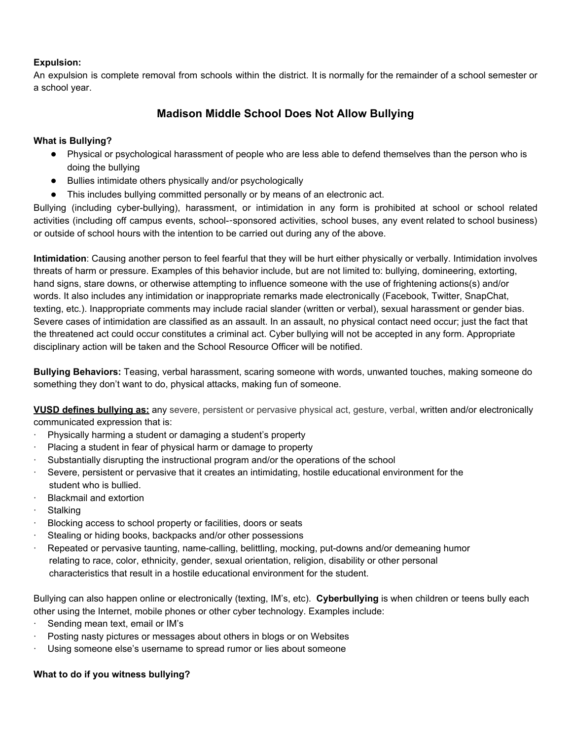**Expulsion:**
An expulsion is complete removal from schools within the district. It is normally for the remainder of a school semester or a school year.

## Madison Middle School Does Not Allow Bullying

**What is Bullying?**

- Physical or psychological harassment of people who are less able to defend themselves than the person who is doing the bullying
- Bullies intimidate others physically and/or psychologically
- This includes bullying committed personally or by means of an electronic act.

Bullying (including cyber-bullying), harassment, or intimidation in any form is prohibited at school or school related activities (including off campus events, school--sponsored activities, school buses, any event related to school business) or outside of school hours with the intention to be carried out during any of the above.

**Intimidation**: Causing another person to feel fearful that they will be hurt either physically or verbally. Intimidation involves threats of harm or pressure. Examples of this behavior include, but are not limited to: bullying, domineering, extorting, hand signs, stare downs, or otherwise attempting to influence someone with the use of frightening actions(s) and/or words. It also includes any intimidation or inappropriate remarks made electronically (Facebook, Twitter, SnapChat, texting, etc.). Inappropriate comments may include racial slander (written or verbal), sexual harassment or gender bias. Severe cases of intimidation are classified as an assault. In an assault, no physical contact need occur; just the fact that the threatened act could occur constitutes a criminal act. Cyber bullying will not be accepted in any form. Appropriate disciplinary action will be taken and the School Resource Officer will be notified.

**Bullying Behaviors:** Teasing, verbal harassment, scaring someone with words, unwanted touches, making someone do something they don't want to do, physical attacks, making fun of someone.

**VUSD defines bullying as:** any severe, persistent or pervasive physical act, gesture, verbal, written and/or electronically communicated expression that is:

- Physically harming a student or damaging a student's property
- Placing a student in fear of physical harm or damage to property
- Substantially disrupting the instructional program and/or the operations of the school
- Severe, persistent or pervasive that it creates an intimidating, hostile educational environment for the student who is bullied.
- Blackmail and extortion
- Stalking
- Blocking access to school property or facilities, doors or seats
- Stealing or hiding books, backpacks and/or other possessions
- Repeated or pervasive taunting, name-calling, belittling, mocking, put-downs and/or demeaning humor relating to race, color, ethnicity, gender, sexual orientation, religion, disability or other personal characteristics that result in a hostile educational environment for the student.

Bullying can also happen online or electronically (texting, IM's, etc). **Cyberbullying** is when children or teens bully each other using the Internet, mobile phones or other cyber technology. Examples include:

- Sending mean text, email or IM's
- Posting nasty pictures or messages about others in blogs or on Websites
- Using someone else's username to spread rumor or lies about someone

**What to do if you witness bullying?**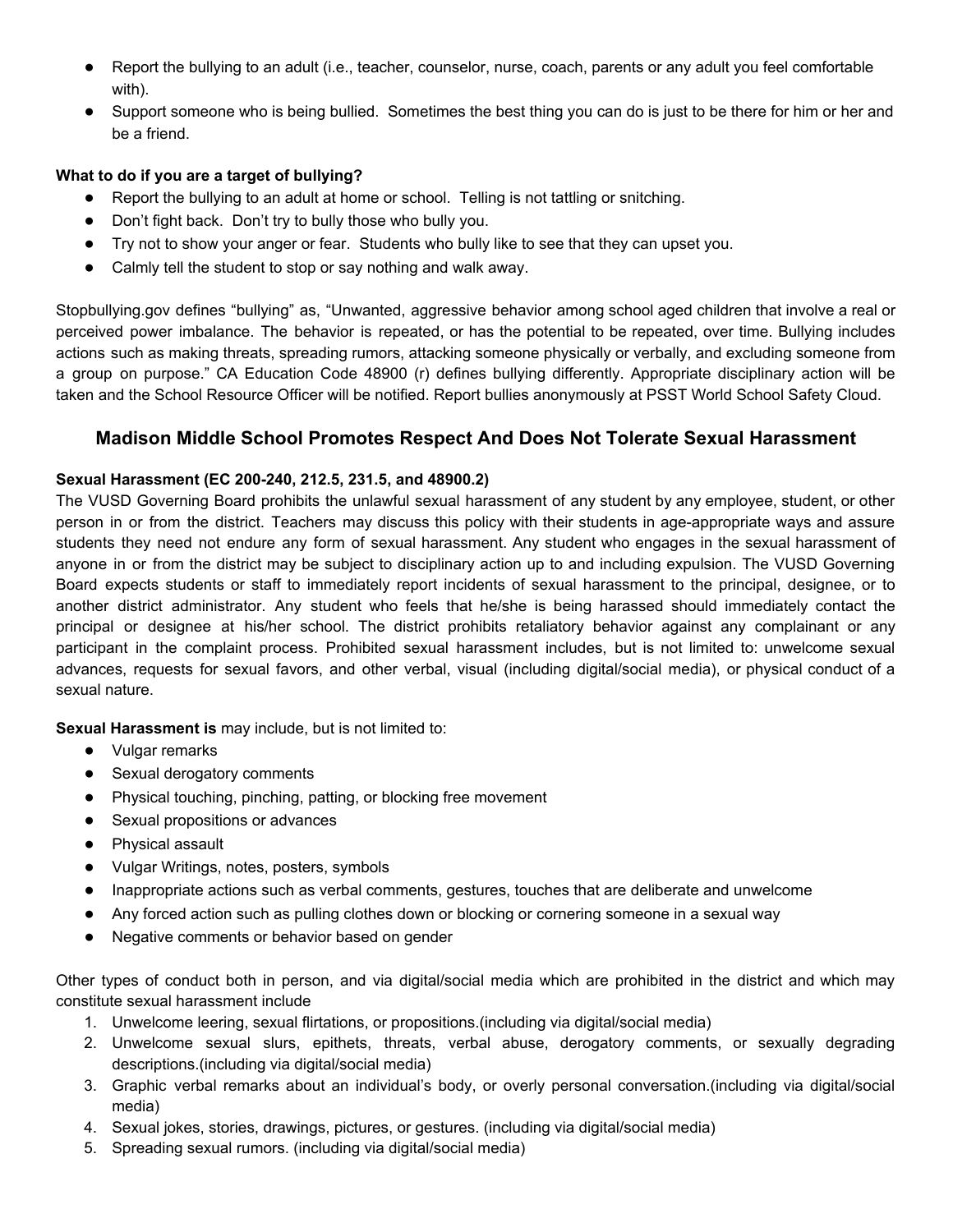- Report the bullying to an adult (i.e., teacher, counselor, nurse, coach, parents or any adult you feel comfortable with).
- Support someone who is being bullied. Sometimes the best thing you can do is just to be there for him or her and be a friend.

**What to do if you are a target of bullying?**

- Report the bullying to an adult at home or school. Telling is not tattling or snitching.
- Don't fight back. Don't try to bully those who bully you.
- Try not to show your anger or fear. Students who bully like to see that they can upset you.
- Calmly tell the student to stop or say nothing and walk away.

Stopbullying.gov defines "bullying" as, "Unwanted, aggressive behavior among school aged children that involve a real or perceived power imbalance. The behavior is repeated, or has the potential to be repeated, over time. Bullying includes actions such as making threats, spreading rumors, attacking someone physically or verbally, and excluding someone from a group on purpose." CA Education Code 48900 (r) defines bullying differently. Appropriate disciplinary action will be taken and the School Resource Officer will be notified. Report bullies anonymously at PSST World School Safety Cloud.

## Madison Middle School Promotes Respect And Does Not Tolerate Sexual Harassment

**Sexual Harassment (EC 200-240, 212.5, 231.5, and 48900.2)**

The VUSD Governing Board prohibits the unlawful sexual harassment of any student by any employee, student, or other person in or from the district. Teachers may discuss this policy with their students in age-appropriate ways and assure students they need not endure any form of sexual harassment. Any student who engages in the sexual harassment of anyone in or from the district may be subject to disciplinary action up to and including expulsion. The VUSD Governing Board expects students or staff to immediately report incidents of sexual harassment to the principal, designee, or to another district administrator. Any student who feels that he/she is being harassed should immediately contact the principal or designee at his/her school. The district prohibits retaliatory behavior against any complainant or any participant in the complaint process. Prohibited sexual harassment includes, but is not limited to: unwelcome sexual advances, requests for sexual favors, and other verbal, visual (including digital/social media), or physical conduct of a sexual nature.

**Sexual Harassment is** may include, but is not limited to:

- Vulgar remarks
- Sexual derogatory comments
- Physical touching, pinching, patting, or blocking free movement
- Sexual propositions or advances
- Physical assault
- Vulgar Writings, notes, posters, symbols
- Inappropriate actions such as verbal comments, gestures, touches that are deliberate and unwelcome
- Any forced action such as pulling clothes down or blocking or cornering someone in a sexual way
- Negative comments or behavior based on gender

Other types of conduct both in person, and via digital/social media which are prohibited in the district and which may constitute sexual harassment include

1. Unwelcome leering, sexual flirtations, or propositions.(including via digital/social media)
2. Unwelcome sexual slurs, epithets, threats, verbal abuse, derogatory comments, or sexually degrading descriptions.(including via digital/social media)
3. Graphic verbal remarks about an individual's body, or overly personal conversation.(including via digital/social media)
4. Sexual jokes, stories, drawings, pictures, or gestures. (including via digital/social media)
5. Spreading sexual rumors. (including via digital/social media)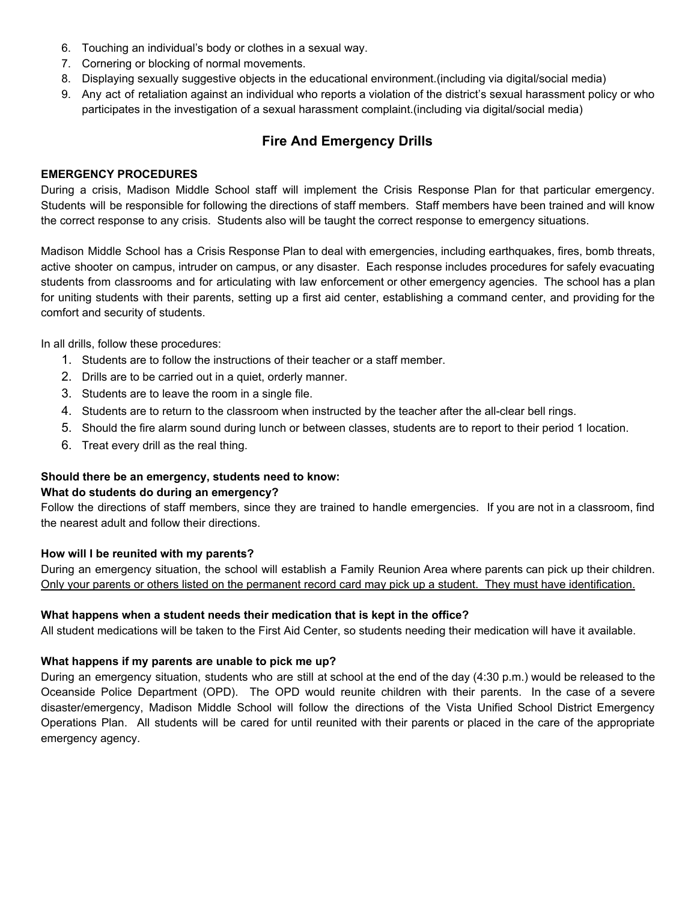6. Touching an individual's body or clothes in a sexual way.
7. Cornering or blocking of normal movements.
8. Displaying sexually suggestive objects in the educational environment.(including via digital/social media)
9. Any act of retaliation against an individual who reports a violation of the district's sexual harassment policy or who participates in the investigation of a sexual harassment complaint.(including via digital/social media)

## Fire And Emergency Drills

**EMERGENCY PROCEDURES**

During a crisis, Madison Middle School staff will implement the Crisis Response Plan for that particular emergency. Students will be responsible for following the directions of staff members. Staff members have been trained and will know the correct response to any crisis. Students also will be taught the correct response to emergency situations.

Madison Middle School has a Crisis Response Plan to deal with emergencies, including earthquakes, fires, bomb threats, active shooter on campus, intruder on campus, or any disaster. Each response includes procedures for safely evacuating students from classrooms and for articulating with law enforcement or other emergency agencies. The school has a plan for uniting students with their parents, setting up a first aid center, establishing a command center, and providing for the comfort and security of students.

In all drills, follow these procedures:

1. Students are to follow the instructions of their teacher or a staff member.
2. Drills are to be carried out in a quiet, orderly manner.
3. Students are to leave the room in a single file.
4. Students are to return to the classroom when instructed by the teacher after the all-clear bell rings.
5. Should the fire alarm sound during lunch or between classes, students are to report to their period 1 location.
6. Treat every drill as the real thing.

**Should there be an emergency, students need to know:**

**What do students do during an emergency?**

Follow the directions of staff members, since they are trained to handle emergencies. If you are not in a classroom, find the nearest adult and follow their directions.

**How will I be reunited with my parents?**

During an emergency situation, the school will establish a Family Reunion Area where parents can pick up their children. Only your parents or others listed on the permanent record card may pick up a student. They must have identification.

**What happens when a student needs their medication that is kept in the office?**

All student medications will be taken to the First Aid Center, so students needing their medication will have it available.

**What happens if my parents are unable to pick me up?**

During an emergency situation, students who are still at school at the end of the day (4:30 p.m.) would be released to the Oceanside Police Department (OPD). The OPD would reunite children with their parents. In the case of a severe disaster/emergency, Madison Middle School will follow the directions of the Vista Unified School District Emergency Operations Plan. All students will be cared for until reunited with their parents or placed in the care of the appropriate emergency agency.